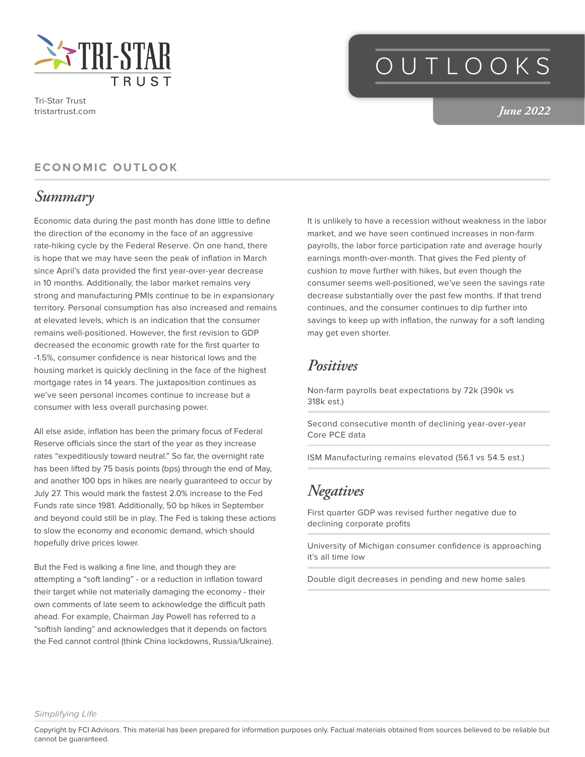Tri-Star Trust
tristartrust.com

# OUTLOOKS

*June 2022*

## ECONOMIC OUTLOOK

### Summary

Economic data during the past month has done little to define the direction of the economy in the face of an aggressive rate-hiking cycle by the Federal Reserve. On one hand, there is hope that we may have seen the peak of inflation in March since April's data provided the first year-over-year decrease in 10 months. Additionally, the labor market remains very strong and manufacturing PMIs continue to be in expansionary territory. Personal consumption has also increased and remains at elevated levels, which is an indication that the consumer remains well-positioned. However, the first revision to GDP decreased the economic growth rate for the first quarter to -1.5%, consumer confidence is near historical lows and the housing market is quickly declining in the face of the highest mortgage rates in 14 years. The juxtaposition continues as we've seen personal incomes continue to increase but a consumer with less overall purchasing power.

All else aside, inflation has been the primary focus of Federal Reserve officials since the start of the year as they increase rates "expeditiously toward neutral." So far, the overnight rate has been lifted by 75 basis points (bps) through the end of May, and another 100 bps in hikes are nearly guaranteed to occur by July 27. This would mark the fastest 2.0% increase to the Fed Funds rate since 1981. Additionally, 50 bp hikes in September and beyond could still be in play. The Fed is taking these actions to slow the economy and economic demand, which should hopefully drive prices lower.

But the Fed is walking a fine line, and though they are attempting a "soft landing" - or a reduction in inflation toward their target while not materially damaging the economy - their own comments of late seem to acknowledge the difficult path ahead. For example, Chairman Jay Powell has referred to a "softish landing" and acknowledges that it depends on factors the Fed cannot control (think China lockdowns, Russia/Ukraine).

It is unlikely to have a recession without weakness in the labor market, and we have seen continued increases in non-farm payrolls, the labor force participation rate and average hourly earnings month-over-month. That gives the Fed plenty of cushion to move further with hikes, but even though the consumer seems well-positioned, we've seen the savings rate decrease substantially over the past few months. If that trend continues, and the consumer continues to dip further into savings to keep up with inflation, the runway for a soft landing may get even shorter.

### Positives

Non-farm payrolls beat expectations by 72k (390k vs 318k est.)

Second consecutive month of declining year-over-year Core PCE data

ISM Manufacturing remains elevated (56.1 vs 54.5 est.)

### Negatives

First quarter GDP was revised further negative due to declining corporate profits

University of Michigan consumer confidence is approaching it's all time low

Double digit decreases in pending and new home sales

*Simplifying Life*

Copyright by FCI Advisors. This material has been prepared for information purposes only. Factual materials obtained from sources believed to be reliable but cannot be guaranteed.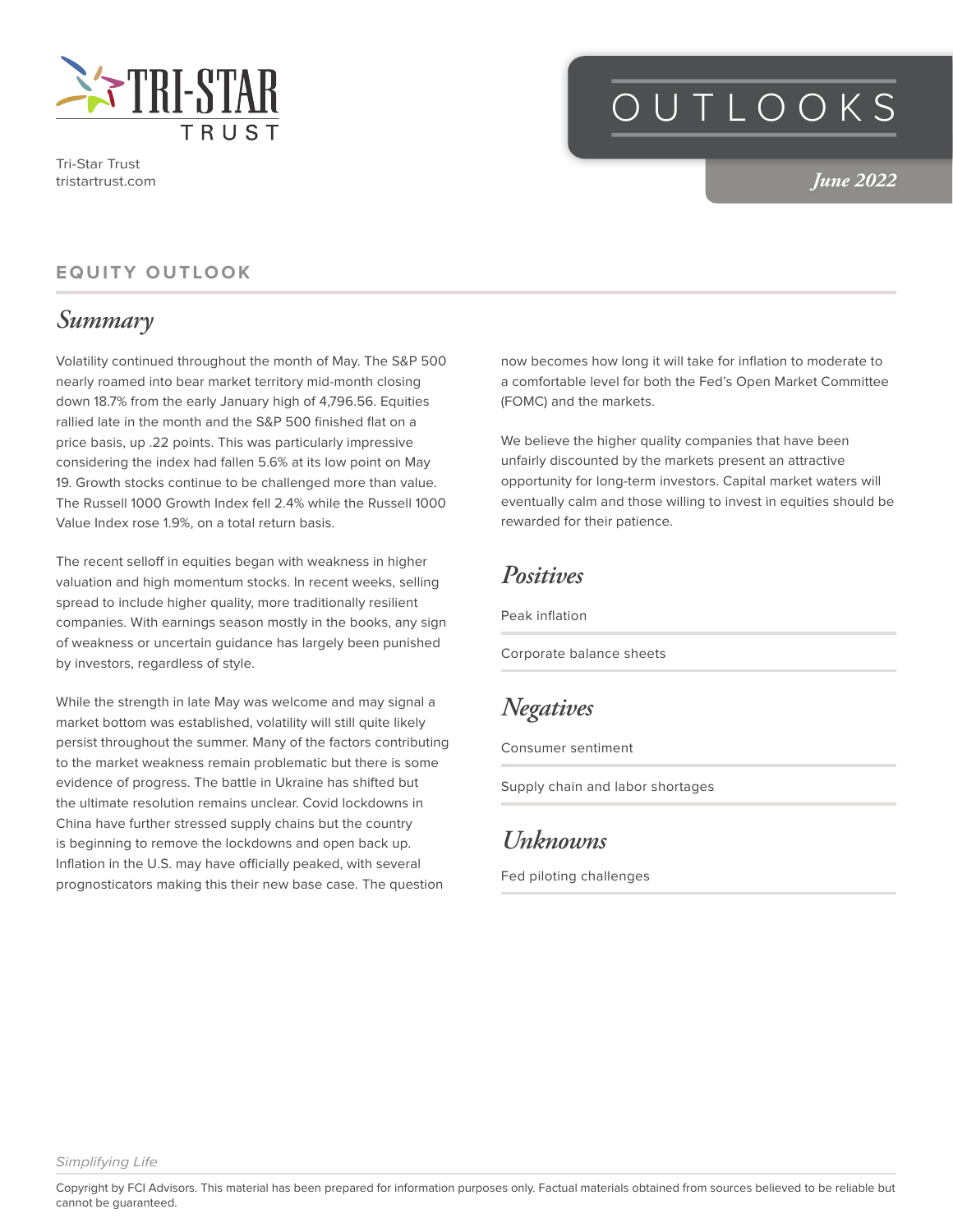Tri-Star Trust
tristartrust.com

# OUTLOOKS

*June 2022*

## EQUITY OUTLOOK

### *Summary*

Volatility continued throughout the month of May. The S&P 500 nearly roamed into bear market territory mid-month closing down 18.7% from the early January high of 4,796.56. Equities rallied late in the month and the S&P 500 finished flat on a price basis, up .22 points. This was particularly impressive considering the index had fallen 5.6% at its low point on May 19. Growth stocks continue to be challenged more than value. The Russell 1000 Growth Index fell 2.4% while the Russell 1000 Value Index rose 1.9%, on a total return basis.

The recent selloff in equities began with weakness in higher valuation and high momentum stocks. In recent weeks, selling spread to include higher quality, more traditionally resilient companies. With earnings season mostly in the books, any sign of weakness or uncertain guidance has largely been punished by investors, regardless of style.

While the strength in late May was welcome and may signal a market bottom was established, volatility will still quite likely persist throughout the summer. Many of the factors contributing to the market weakness remain problematic but there is some evidence of progress. The battle in Ukraine has shifted but the ultimate resolution remains unclear. Covid lockdowns in China have further stressed supply chains but the country is beginning to remove the lockdowns and open back up. Inflation in the U.S. may have officially peaked, with several prognosticators making this their new base case. The question now becomes how long it will take for inflation to moderate to a comfortable level for both the Fed's Open Market Committee (FOMC) and the markets.

We believe the higher quality companies that have been unfairly discounted by the markets present an attractive opportunity for long-term investors. Capital market waters will eventually calm and those willing to invest in equities should be rewarded for their patience.

### *Positives*

Peak inflation

Corporate balance sheets

### *Negatives*

Consumer sentiment

Supply chain and labor shortages

### *Unknowns*

Fed piloting challenges

*Simplifying Life*

Copyright by FCI Advisors. This material has been prepared for information purposes only. Factual materials obtained from sources believed to be reliable but cannot be guaranteed.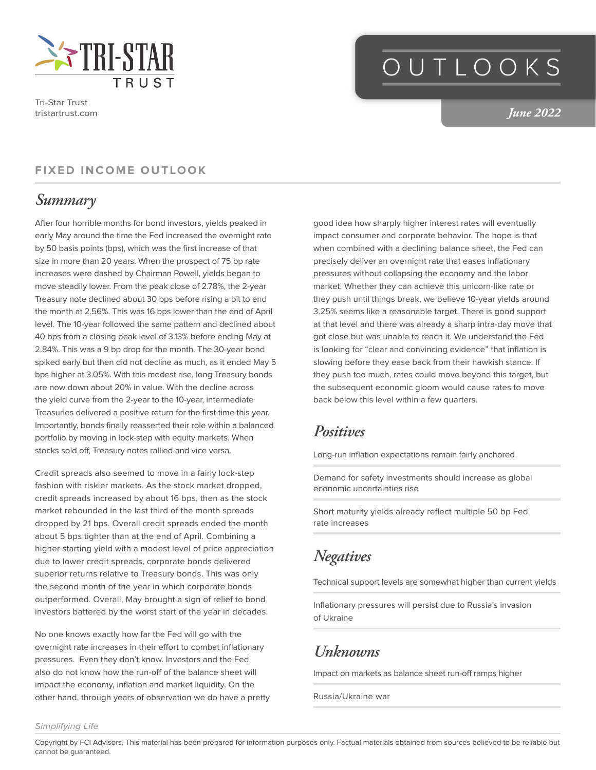Tri-Star Trust
tristartrust.com

# OUTLOOKS

*June 2022*

## FIXED INCOME OUTLOOK

### *Summary*

After four horrible months for bond investors, yields peaked in early May around the time the Fed increased the overnight rate by 50 basis points (bps), which was the first increase of that size in more than 20 years. When the prospect of 75 bp rate increases were dashed by Chairman Powell, yields began to move steadily lower. From the peak close of 2.78%, the 2-year Treasury note declined about 30 bps before rising a bit to end the month at 2.56%. This was 16 bps lower than the end of April level. The 10-year followed the same pattern and declined about 40 bps from a closing peak level of 3.13% before ending May at 2.84%. This was a 9 bp drop for the month. The 30-year bond spiked early but then did not decline as much, as it ended May 5 bps higher at 3.05%. With this modest rise, long Treasury bonds are now down about 20% in value. With the decline across the yield curve from the 2-year to the 10-year, intermediate Treasuries delivered a positive return for the first time this year. Importantly, bonds finally reasserted their role within a balanced portfolio by moving in lock-step with equity markets. When stocks sold off, Treasury notes rallied and vice versa.

Credit spreads also seemed to move in a fairly lock-step fashion with riskier markets. As the stock market dropped, credit spreads increased by about 16 bps, then as the stock market rebounded in the last third of the month spreads dropped by 21 bps. Overall credit spreads ended the month about 5 bps tighter than at the end of April. Combining a higher starting yield with a modest level of price appreciation due to lower credit spreads, corporate bonds delivered superior returns relative to Treasury bonds. This was only the second month of the year in which corporate bonds outperformed. Overall, May brought a sign of relief to bond investors battered by the worst start of the year in decades.

No one knows exactly how far the Fed will go with the overnight rate increases in their effort to combat inflationary pressures. Even they don't know. Investors and the Fed also do not know how the run-off of the balance sheet will impact the economy, inflation and market liquidity. On the other hand, through years of observation we do have a pretty good idea how sharply higher interest rates will eventually impact consumer and corporate behavior. The hope is that when combined with a declining balance sheet, the Fed can precisely deliver an overnight rate that eases inflationary pressures without collapsing the economy and the labor market. Whether they can achieve this unicorn-like rate or they push until things break, we believe 10-year yields around 3.25% seems like a reasonable target. There is good support at that level and there was already a sharp intra-day move that got close but was unable to reach it. We understand the Fed is looking for "clear and convincing evidence" that inflation is slowing before they ease back from their hawkish stance. If they push too much, rates could move beyond this target, but the subsequent economic gloom would cause rates to move back below this level within a few quarters.

### *Positives*

Long-run inflation expectations remain fairly anchored

Demand for safety investments should increase as global economic uncertainties rise

Short maturity yields already reflect multiple 50 bp Fed rate increases

### *Negatives*

Technical support levels are somewhat higher than current yields

Inflationary pressures will persist due to Russia's invasion of Ukraine

### *Unknowns*

Impact on markets as balance sheet run-off ramps higher

Russia/Ukraine war

*Simplifying Life*

Copyright by FCI Advisors. This material has been prepared for information purposes only. Factual materials obtained from sources believed to be reliable but cannot be guaranteed.